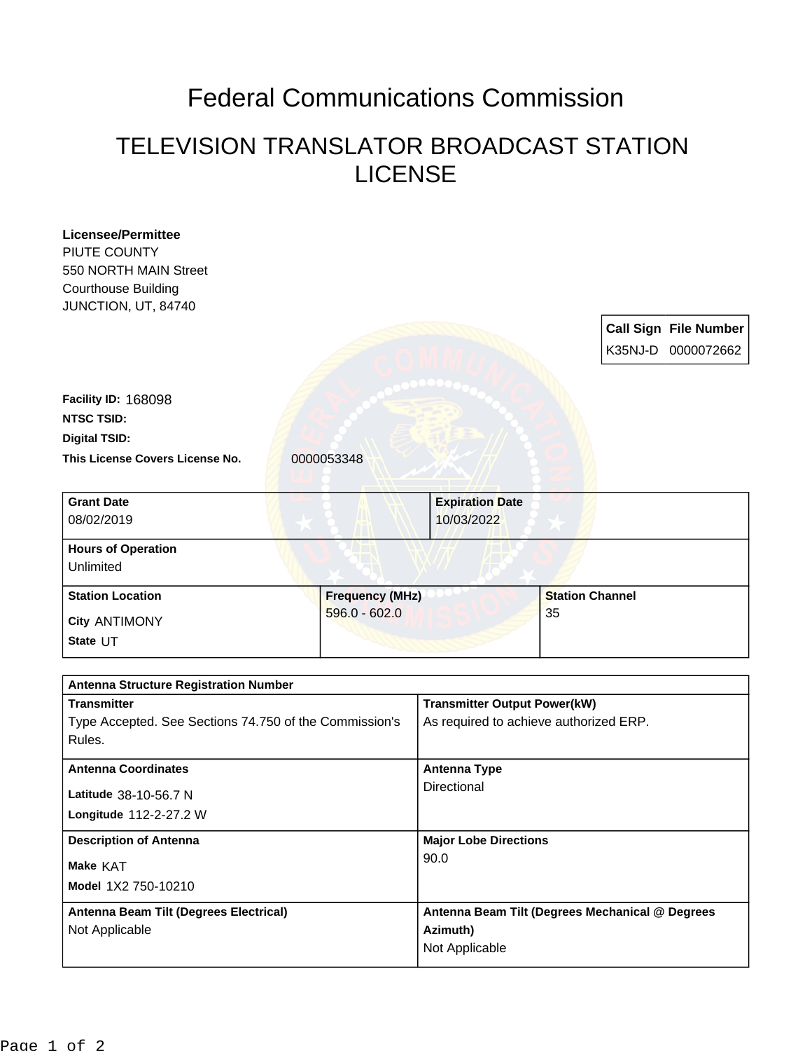# Federal Communications Commission

## TELEVISION TRANSLATOR BROADCAST STATION LICENSE

**Licensee/Permittee**
PIUTE COUNTY
550 NORTH MAIN Street
Courthouse Building
JUNCTION, UT, 84740

| Call Sign | File Number |
|---|---|
| K35NJ-D | 0000072662 |

**Facility ID:** 168098
**NTSC TSID:**
**Digital TSID:**
**This License Covers License No.** 0000053348

| Grant Date | Expiration Date |
|---|---|
| 08/02/2019 | 10/03/2022 |

| Hours of Operation |
|---|
| Unlimited |

| Station Location | Frequency (MHz) | Station Channel |
|---|---|---|
| City ANTIMONY<br>State UT | 596.0 - 602.0 | 35 |

| Antenna Structure Registration Number | |
|---|---|
| **Transmitter**<br>Type Accepted. See Sections 74.750 of the Commission's Rules. | **Transmitter Output Power(kW)**<br>As required to achieve authorized ERP. |
| **Antenna Coordinates**<br>Latitude 38-10-56.7 N<br>Longitude 112-2-27.2 W | **Antenna Type**<br>Directional |
| **Description of Antenna**<br>Make KAT<br>Model 1X2 750-10210 | **Major Lobe Directions**<br>90.0 |
| **Antenna Beam Tilt (Degrees Electrical)**<br>Not Applicable | **Antenna Beam Tilt (Degrees Mechanical @ Degrees Azimuth)**<br>Not Applicable |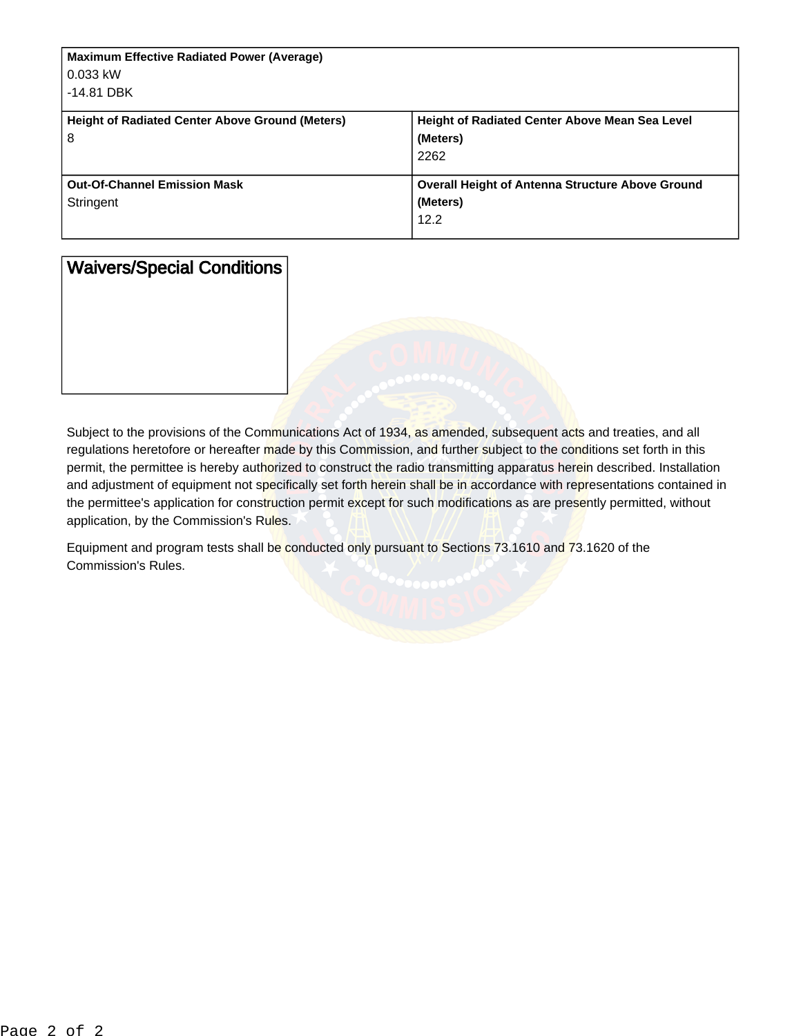| Maximum Effective Radiated Power (Average) | |
|---|---|
| 0.033 kW<br>-14.81 DBK | |
| **Height of Radiated Center Above Ground (Meters)**<br>8 | **Height of Radiated Center Above Mean Sea Level (Meters)**<br>2262 |
| **Out-Of-Channel Emission Mask**<br>Stringent | **Overall Height of Antenna Structure Above Ground (Meters)**<br>12.2 |

## Waivers/Special Conditions

Subject to the provisions of the Communications Act of 1934, as amended, subsequent acts and treaties, and all regulations heretofore or hereafter made by this Commission, and further subject to the conditions set forth in this permit, the permittee is hereby authorized to construct the radio transmitting apparatus herein described. Installation and adjustment of equipment not specifically set forth herein shall be in accordance with representations contained in the permittee's application for construction permit except for such modifications as are presently permitted, without application, by the Commission's Rules.

Equipment and program tests shall be conducted only pursuant to Sections 73.1610 and 73.1620 of the Commission's Rules.